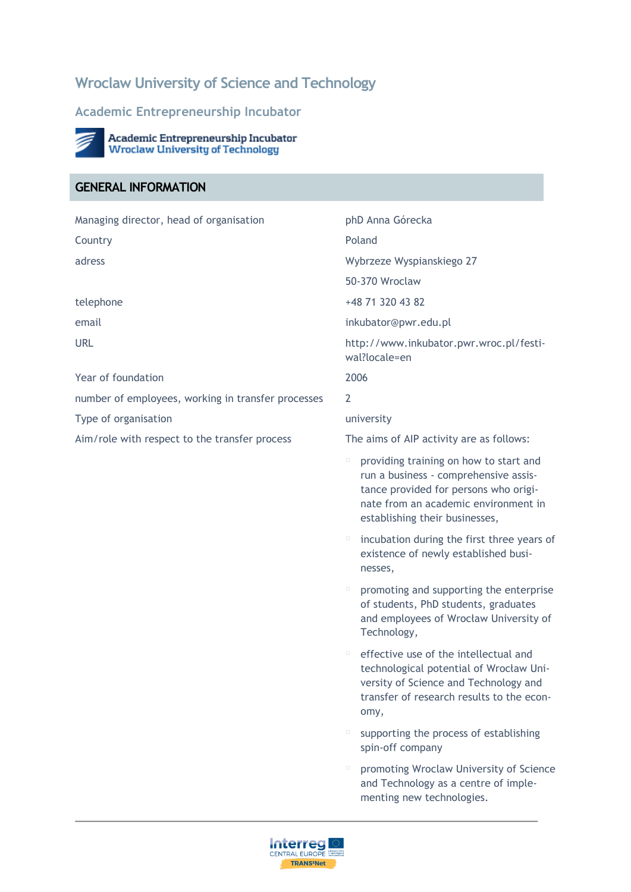# Wroclaw University of Science and Technology

## Academic Entrepreneurship Incubator

## GENERAL INFORMATION

| | |
|---|---|
| Managing director, head of organisation | phD Anna Górecka |
| Country | Poland |
| adress | Wybrzeze Wyspianskiego 27<br>50-370 Wroclaw |
| telephone | +48 71 320 43 82 |
| email | inkubator@pwr.edu.pl |
| URL | http://www.inkubator.pwr.wroc.pl/festiwal?locale=en |
| Year of foundation | 2006 |
| number of employees, working in transfer processes | 2 |
| Type of organisation | university |
| Aim/role with respect to the transfer process | The aims of AIP activity are as follows:<br>- providing training on how to start and run a business - comprehensive assistance provided for persons who originate from an academic environment in establishing their businesses,<br>- incubation during the first three years of existence of newly established businesses,<br>- promoting and supporting the enterprise of students, PhD students, graduates and employees of Wrocław University of Technology,<br>- effective use of the intellectual and technological potential of Wroclaw University of Science and Technology and transfer of research results to the economy,<br>- supporting the process of establishing spin-off company<br>- promoting Wroclaw University of Science and Technology as a centre of implementing new technologies. |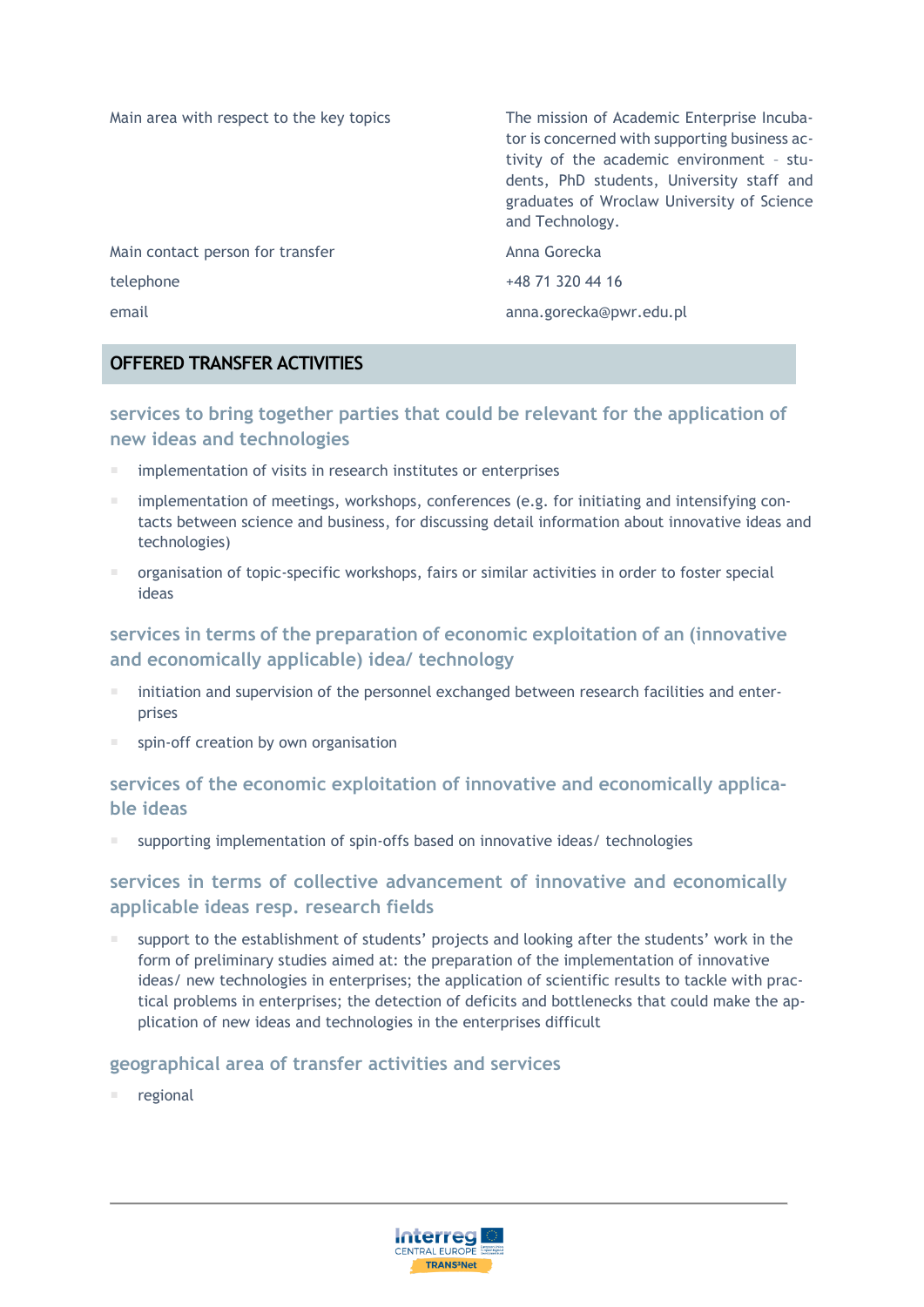| | |
|---|---|
| Main area with respect to the key topics | The mission of Academic Enterprise Incubator is concerned with supporting business activity of the academic environment – students, PhD students, University staff and graduates of Wroclaw University of Science and Technology. |
| Main contact person for transfer | Anna Gorecka |
| telephone | +48 71 320 44 16 |
| email | anna.gorecka@pwr.edu.pl |

## OFFERED TRANSFER ACTIVITIES

### services to bring together parties that could be relevant for the application of new ideas and technologies

- implementation of visits in research institutes or enterprises
- implementation of meetings, workshops, conferences (e.g. for initiating and intensifying contacts between science and business, for discussing detail information about innovative ideas and technologies)
- organisation of topic-specific workshops, fairs or similar activities in order to foster special ideas

### services in terms of the preparation of economic exploitation of an (innovative and economically applicable) idea/ technology

- initiation and supervision of the personnel exchanged between research facilities and enterprises
- spin-off creation by own organisation

### services of the economic exploitation of innovative and economically applicable ideas

- supporting implementation of spin-offs based on innovative ideas/ technologies

### services in terms of collective advancement of innovative and economically applicable ideas resp. research fields

- support to the establishment of students' projects and looking after the students' work in the form of preliminary studies aimed at: the preparation of the implementation of innovative ideas/ new technologies in enterprises; the application of scientific results to tackle with practical problems in enterprises; the detection of deficits and bottlenecks that could make the application of new ideas and technologies in the enterprises difficult

### geographical area of transfer activities and services

- regional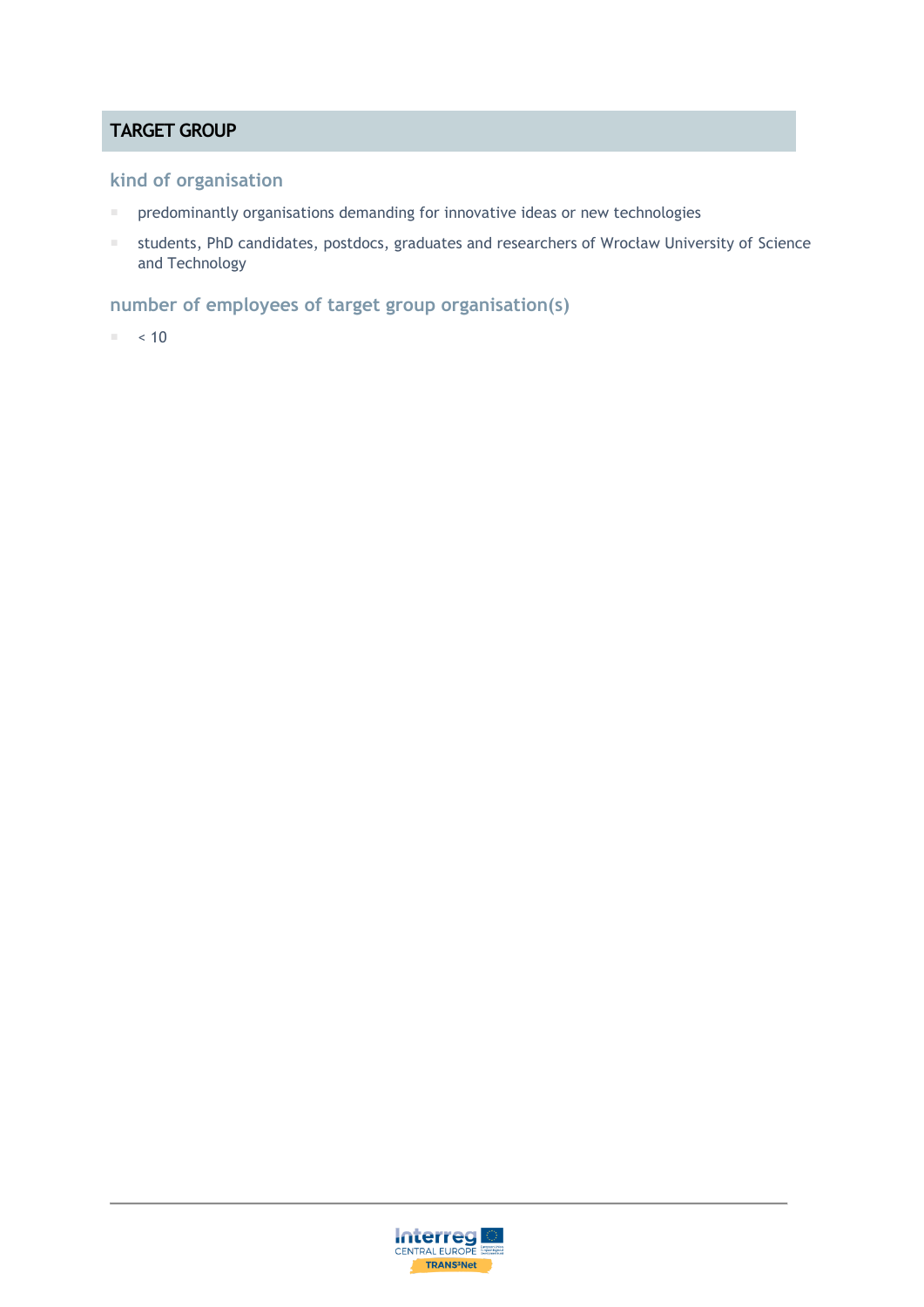## TARGET GROUP

### kind of organisation

- predominantly organisations demanding for innovative ideas or new technologies
- students, PhD candidates, postdocs, graduates and researchers of Wrocław University of Science and Technology

### number of employees of target group organisation(s)

- < 10